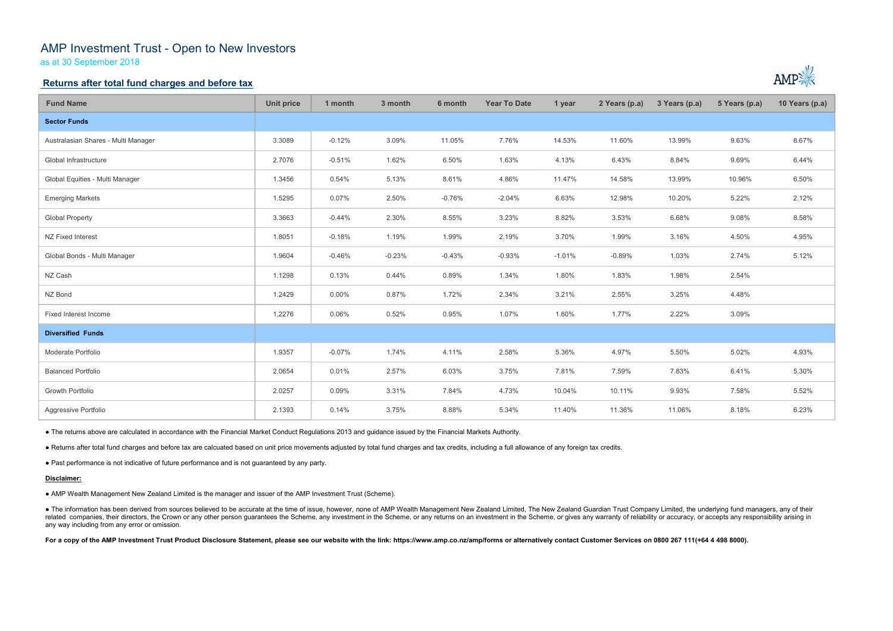# AMP Investment Trust - Open to New Investors

as at 30 September 2018

## Returns after total fund charges and before tax

| Fund Name | Unit price | 1 month | 3 month | 6 month | Year To Date | 1 year | 2 Years (p.a) | 3 Years (p.a) | 5 Years (p.a) | 10 Years (p.a) |
|---|---|---|---|---|---|---|---|---|---|---|
| **Sector Funds** | | | | | | | | | | |
| Australasian Shares - Multi Manager | 3.3089 | -0.12% | 3.09% | 11.05% | 7.76% | 14.53% | 11.60% | 13.99% | 9.63% | 8.67% |
| Global Infrastructure | 2.7076 | -0.51% | 1.62% | 6.50% | 1.63% | 4.13% | 6.43% | 8.84% | 9.69% | 6.44% |
| Global Equities - Multi Manager | 1.3456 | 0.54% | 5.13% | 8.61% | 4.86% | 11.47% | 14.58% | 13.99% | 10.96% | 6.50% |
| Emerging Markets | 1.5295 | 0.07% | 2.50% | -0.76% | -2.04% | 6.63% | 12.98% | 10.20% | 5.22% | 2.12% |
| Global Property | 3.3663 | -0.44% | 2.30% | 8.55% | 3.23% | 8.82% | 3.53% | 6.68% | 9.08% | 8.58% |
| NZ Fixed Interest | 1.8051 | -0.18% | 1.19% | 1.99% | 2.19% | 3.70% | 1.99% | 3.16% | 4.50% | 4.95% |
| Global Bonds - Multi Manager | 1.9604 | -0.46% | -0.23% | -0.43% | -0.93% | -1.01% | -0.89% | 1.03% | 2.74% | 5.12% |
| NZ Cash | 1.1298 | 0.13% | 0.44% | 0.89% | 1.34% | 1.80% | 1.83% | 1.98% | 2.54% | |
| NZ Bond | 1.2429 | 0.00% | 0.87% | 1.72% | 2.34% | 3.21% | 2.55% | 3.25% | 4.48% | |
| Fixed Interest Income | 1.2276 | 0.06% | 0.52% | 0.95% | 1.07% | 1.60% | 1.77% | 2.22% | 3.09% | |
| **Diversified Funds** | | | | | | | | | | |
| Moderate Portfolio | 1.9357 | -0.07% | 1.74% | 4.11% | 2.58% | 5.36% | 4.97% | 5.50% | 5.02% | 4.93% |
| Balanced Portfolio | 2.0654 | 0.01% | 2.57% | 6.03% | 3.75% | 7.81% | 7.59% | 7.83% | 6.41% | 5.30% |
| Growth Portfolio | 2.0257 | 0.09% | 3.31% | 7.84% | 4.73% | 10.04% | 10.11% | 9.93% | 7.58% | 5.52% |
| Aggressive Portfolio | 2.1393 | 0.14% | 3.75% | 8.88% | 5.34% | 11.40% | 11.36% | 11.06% | 8.18% | 6.23% |

- The returns above are calculated in accordance with the Financial Market Conduct Regulations 2013 and guidance issued by the Financial Markets Authority.
- Returns after total fund charges and before tax are calcuated based on unit price movements adjusted by total fund charges and tax credits, including a full allowance of any foreign tax credits.
- Past performance is not indicative of future performance and is not guaranteed by any party.

**Disclaimer:**

- AMP Wealth Management New Zealand Limited is the manager and issuer of the AMP Investment Trust (Scheme).
- The information has been derived from sources believed to be accurate at the time of issue, however, none of AMP Wealth Management New Zealand Limited, The New Zealand Guardian Trust Company Limited, the underlying fund managers, any of their related companies, their directors, the Crown or any other person guarantees the Scheme, any investment in the Scheme, or any returns on an investment in the Scheme, or gives any warranty of reliability or accuracy, or accepts any responsibility arising in any way including from any error or omission.

**For a copy of the AMP Investment Trust Product Disclosure Statement, please see our website with the link: https://www.amp.co.nz/amp/forms or alternatively contact Customer Services on 0800 267 111(+64 4 498 8000).**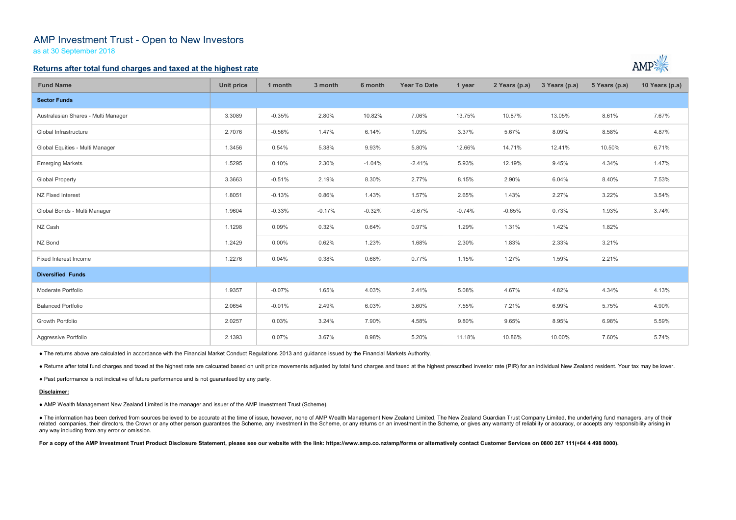# AMP Investment Trust - Open to New Investors

as at 30 September 2018

## Returns after total fund charges and taxed at the highest rate

| Fund Name | Unit price | 1 month | 3 month | 6 month | Year To Date | 1 year | 2 Years (p.a) | 3 Years (p.a) | 5 Years (p.a) | 10 Years (p.a) |
|---|---|---|---|---|---|---|---|---|---|---|
| **Sector Funds** | | | | | | | | | | |
| Australasian Shares - Multi Manager | 3.3089 | -0.35% | 2.80% | 10.82% | 7.06% | 13.75% | 10.87% | 13.05% | 8.61% | 7.67% |
| Global Infrastructure | 2.7076 | -0.56% | 1.47% | 6.14% | 1.09% | 3.37% | 5.67% | 8.09% | 8.58% | 4.87% |
| Global Equities - Multi Manager | 1.3456 | 0.54% | 5.38% | 9.93% | 5.80% | 12.66% | 14.71% | 12.41% | 10.50% | 6.71% |
| Emerging Markets | 1.5295 | 0.10% | 2.30% | -1.04% | -2.41% | 5.93% | 12.19% | 9.45% | 4.34% | 1.47% |
| Global Property | 3.3663 | -0.51% | 2.19% | 8.30% | 2.77% | 8.15% | 2.90% | 6.04% | 8.40% | 7.53% |
| NZ Fixed Interest | 1.8051 | -0.13% | 0.86% | 1.43% | 1.57% | 2.65% | 1.43% | 2.27% | 3.22% | 3.54% |
| Global Bonds - Multi Manager | 1.9604 | -0.33% | -0.17% | -0.32% | -0.67% | -0.74% | -0.65% | 0.73% | 1.93% | 3.74% |
| NZ Cash | 1.1298 | 0.09% | 0.32% | 0.64% | 0.97% | 1.29% | 1.31% | 1.42% | 1.82% | |
| NZ Bond | 1.2429 | 0.00% | 0.62% | 1.23% | 1.68% | 2.30% | 1.83% | 2.33% | 3.21% | |
| Fixed Interest Income | 1.2276 | 0.04% | 0.38% | 0.68% | 0.77% | 1.15% | 1.27% | 1.59% | 2.21% | |
| **Diversified Funds** | | | | | | | | | | |
| Moderate Portfolio | 1.9357 | -0.07% | 1.65% | 4.03% | 2.41% | 5.08% | 4.67% | 4.82% | 4.34% | 4.13% |
| Balanced Portfolio | 2.0654 | -0.01% | 2.49% | 6.03% | 3.60% | 7.55% | 7.21% | 6.99% | 5.75% | 4.90% |
| Growth Portfolio | 2.0257 | 0.03% | 3.24% | 7.90% | 4.58% | 9.80% | 9.65% | 8.95% | 6.98% | 5.59% |
| Aggressive Portfolio | 2.1393 | 0.07% | 3.67% | 8.98% | 5.20% | 11.18% | 10.86% | 10.00% | 7.60% | 5.74% |

● The returns above are calculated in accordance with the Financial Market Conduct Regulations 2013 and guidance issued by the Financial Markets Authority.

● Returns after total fund charges and taxed at the highest rate are calcuated based on unit price movements adjusted by total fund charges and taxed at the highest prescribed investor rate (PIR) for an individual New Zealand resident. Your tax may be lower.

● Past performance is not indicative of future performance and is not guaranteed by any party.

**Disclaimer:**

● AMP Wealth Management New Zealand Limited is the manager and issuer of the AMP Investment Trust (Scheme).

● The information has been derived from sources believed to be accurate at the time of issue, however, none of AMP Wealth Management New Zealand Limited, The New Zealand Guardian Trust Company Limited, the underlying fund managers, any of their related companies, their directors, the Crown or any other person guarantees the Scheme, any investment in the Scheme, or any returns on an investment in the Scheme, or gives any warranty of reliability or accuracy, or accepts any responsibility arising in any way including from any error or omission.

**For a copy of the AMP Investment Trust Product Disclosure Statement, please see our website with the link: https://www.amp.co.nz/amp/forms or alternatively contact Customer Services on 0800 267 111(+64 4 498 8000).**